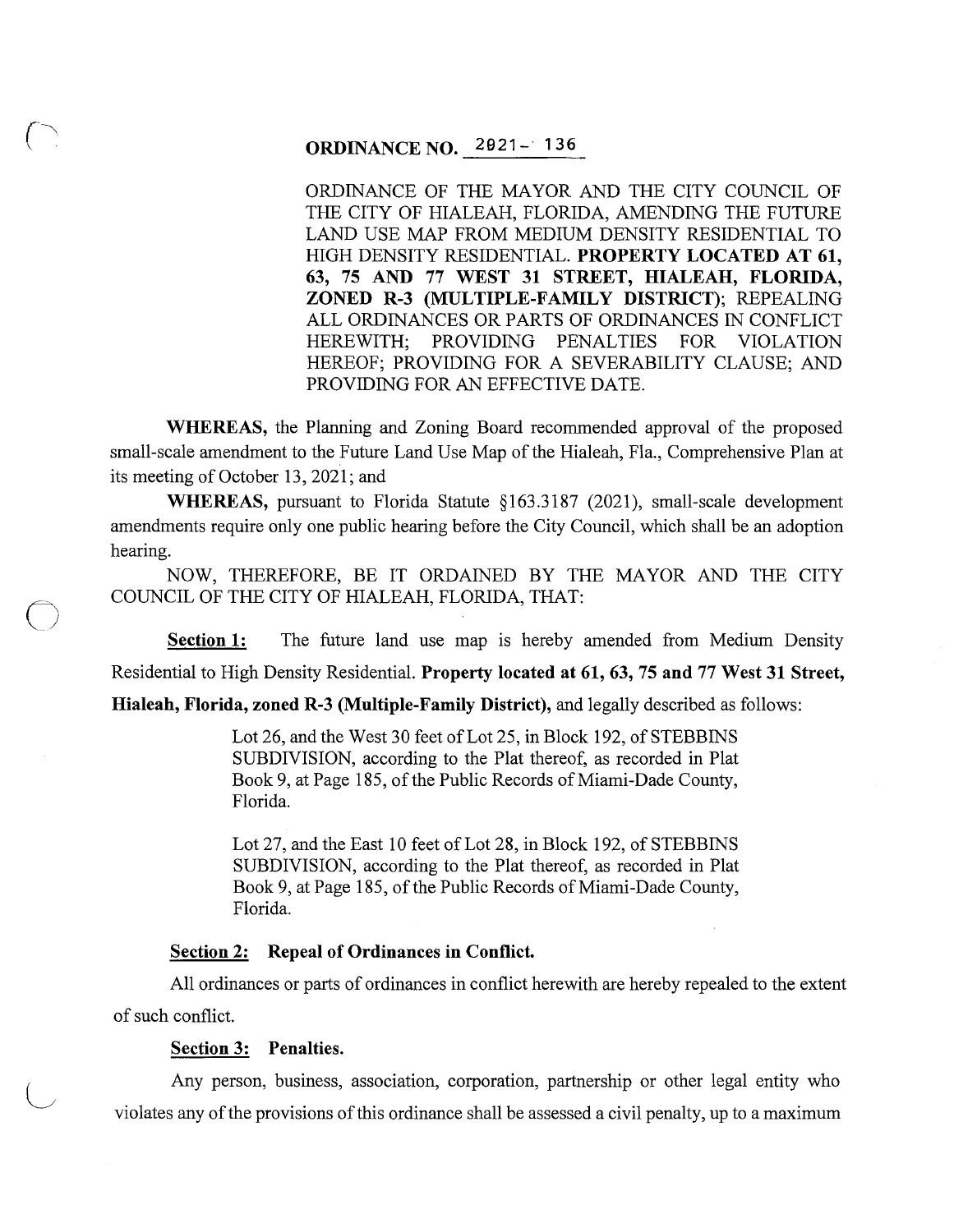# ORDINANCE NO. 2021- 136

ORDINANCE OF THE MAYOR AND THE CITY COUNCIL OF THE CITY OF HIALEAH, FLORIDA, AMENDING THE FUTURE LAND USE MAP FROM MEDIUM DENSITY RESIDENTIAL TO HIGH DENSITY RESIDENTIAL. **PROPERTY LOCATED AT 61, 63, 75 AND 77 WEST 31 STREET, HIALEAH, FLORIDA, ZONED R-3 (MULTIPLE-FAMILY DISTRICT)**; REPEALING ALL ORDINANCES OR PARTS OF ORDINANCES IN CONFLICT HEREWITH; PROVIDING PENALTIES FOR VIOLATION HEREOF; PROVIDING FOR A SEVERABILITY CLAUSE; AND PROVIDING FOR AN EFFECTIVE DATE.

**WHEREAS,** the Planning and Zoning Board recommended approval of the proposed small-scale amendment to the Future Land Use Map of the Hialeah, Fla., Comprehensive Plan at its meeting of October 13, 2021; and

**WHEREAS,** pursuant to Florida Statute §163.3187 (2021), small-scale development amendments require only one public hearing before the City Council, which shall be an adoption hearing.

NOW, THEREFORE, BE IT ORDAINED BY THE MAYOR AND THE CITY COUNCIL OF THE CITY OF HIALEAH, FLORIDA, THAT:

**Section 1:** The future land use map is hereby amended from Medium Density Residential to High Density Residential. **Property located at 61, 63, 75 and 77 West 31 Street, Hialeah, Florida, zoned R-3 (Multiple-Family District),** and legally described as follows:

> Lot 26, and the West 30 feet of Lot 25, in Block 192, of STEBBINS SUBDIVISION, according to the Plat thereof, as recorded in Plat Book 9, at Page 185, of the Public Records of Miami-Dade County, Florida.
>
> Lot 27, and the East 10 feet of Lot 28, in Block 192, of STEBBINS SUBDIVISION, according to the Plat thereof, as recorded in Plat Book 9, at Page 185, of the Public Records of Miami-Dade County, Florida.

**Section 2: Repeal of Ordinances in Conflict.**

All ordinances or parts of ordinances in conflict herewith are hereby repealed to the extent of such conflict.

**Section 3: Penalties.**

Any person, business, association, corporation, partnership or other legal entity who violates any of the provisions of this ordinance shall be assessed a civil penalty, up to a maximum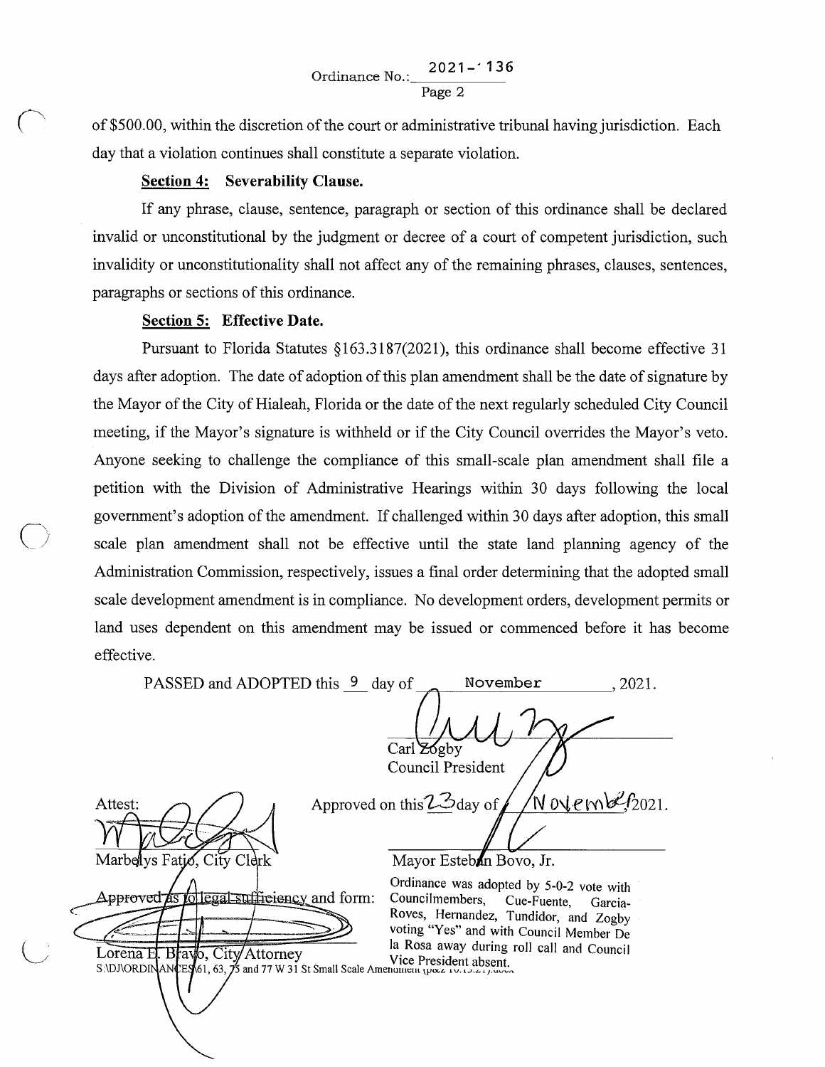Ordinance No.: 2021-136

of $500.00, within the discretion of the court or administrative tribunal having jurisdiction. Each day that a violation continues shall constitute a separate violation.

**Section 4: Severability Clause.**

If any phrase, clause, sentence, paragraph or section of this ordinance shall be declared invalid or unconstitutional by the judgment or decree of a court of competent jurisdiction, such invalidity or unconstitutionality shall not affect any of the remaining phrases, clauses, sentences, paragraphs or sections of this ordinance.

**Section 5: Effective Date.**

Pursuant to Florida Statutes §163.3187(2021), this ordinance shall become effective 31 days after adoption. The date of adoption of this plan amendment shall be the date of signature by the Mayor of the City of Hialeah, Florida or the date of the next regularly scheduled City Council meeting, if the Mayor's signature is withheld or if the City Council overrides the Mayor's veto. Anyone seeking to challenge the compliance of this small-scale plan amendment shall file a petition with the Division of Administrative Hearings within 30 days following the local government's adoption of the amendment. If challenged within 30 days after adoption, this small scale plan amendment shall not be effective until the state land planning agency of the Administration Commission, respectively, issues a final order determining that the adopted small scale development amendment is in compliance. No development orders, development permits or land uses dependent on this amendment may be issued or commenced before it has become effective.

PASSED and ADOPTED this 9 day of November, 2021.

Carl Zogby
Council President

Attest:

Marbelys Fatjo, City Clerk

Approved on this 23 day of November, 2021.

Mayor Esteban Bovo, Jr.

Approved as to legal sufficiency and form:

Lorena E. Bravo, City Attorney

Ordinance was adopted by 5-0-2 vote with Councilmembers, Cue-Fuente, Garcia-Roves, Hernandez, Tundidor, and Zogby voting "Yes" and with Council Member De la Rosa away during roll call and Council Vice President absent.

S:\DJ\ORDINANCES\61, 63, 75 and 77 W 31 St Small Scale Amendment (p&z 10.13.21).docx